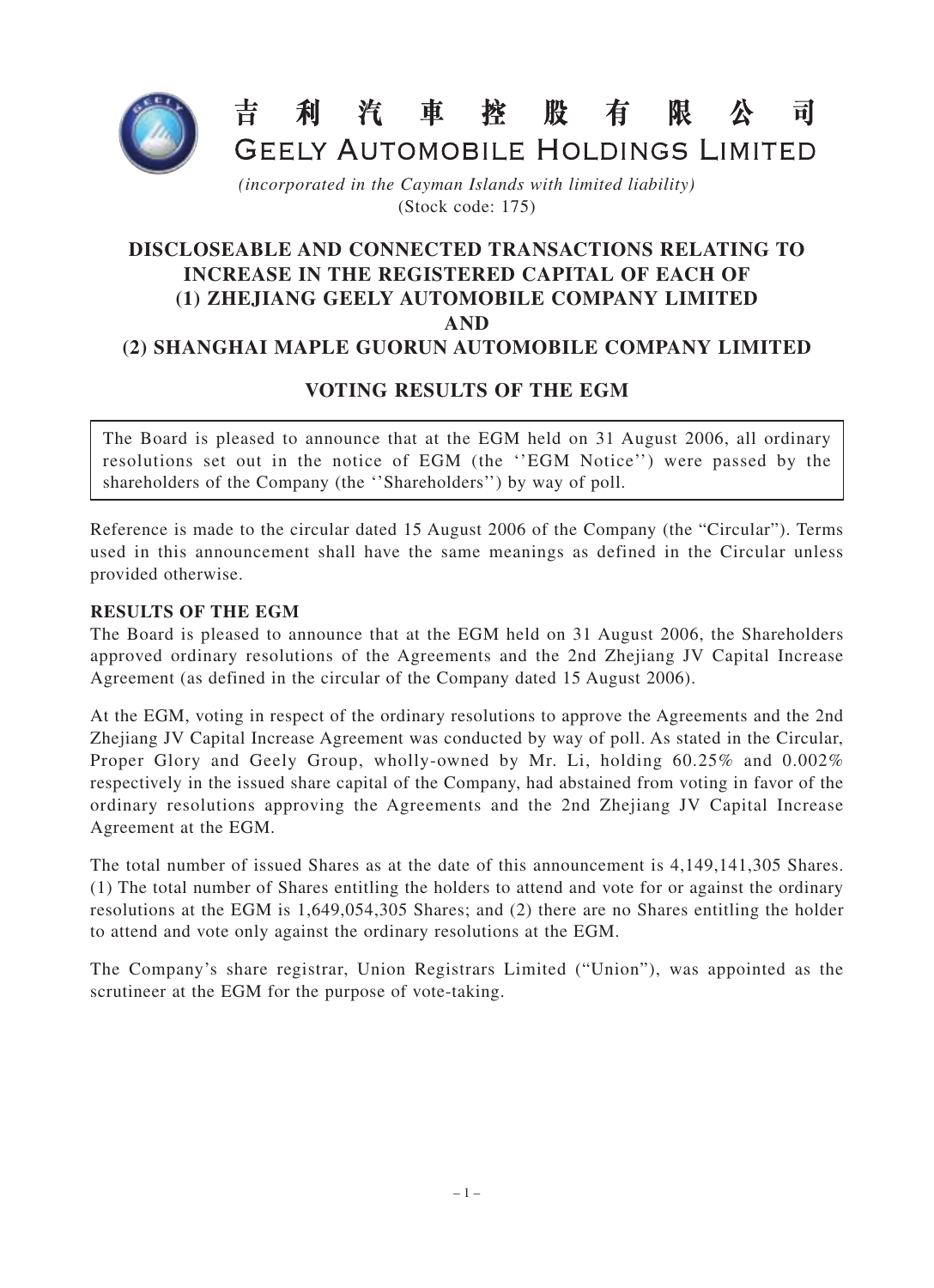# 吉 利 汽 車 控 股 有 限 公 司

# GEELY AUTOMOBILE HOLDINGS LIMITED

*(incorporated in the Cayman Islands with limited liability)*
(Stock code: 175)

## DISCLOSEABLE AND CONNECTED TRANSACTIONS RELATING TO INCREASE IN THE REGISTERED CAPITAL OF EACH OF (1) ZHEJIANG GEELY AUTOMOBILE COMPANY LIMITED AND (2) SHANGHAI MAPLE GUORUN AUTOMOBILE COMPANY LIMITED

## VOTING RESULTS OF THE EGM

The Board is pleased to announce that at the EGM held on 31 August 2006, all ordinary resolutions set out in the notice of EGM (the ''EGM Notice'') were passed by the shareholders of the Company (the ''Shareholders'') by way of poll.

Reference is made to the circular dated 15 August 2006 of the Company (the "Circular"). Terms used in this announcement shall have the same meanings as defined in the Circular unless provided otherwise.

**RESULTS OF THE EGM**

The Board is pleased to announce that at the EGM held on 31 August 2006, the Shareholders approved ordinary resolutions of the Agreements and the 2nd Zhejiang JV Capital Increase Agreement (as defined in the circular of the Company dated 15 August 2006).

At the EGM, voting in respect of the ordinary resolutions to approve the Agreements and the 2nd Zhejiang JV Capital Increase Agreement was conducted by way of poll. As stated in the Circular, Proper Glory and Geely Group, wholly-owned by Mr. Li, holding 60.25% and 0.002% respectively in the issued share capital of the Company, had abstained from voting in favor of the ordinary resolutions approving the Agreements and the 2nd Zhejiang JV Capital Increase Agreement at the EGM.

The total number of issued Shares as at the date of this announcement is 4,149,141,305 Shares. (1) The total number of Shares entitling the holders to attend and vote for or against the ordinary resolutions at the EGM is 1,649,054,305 Shares; and (2) there are no Shares entitling the holder to attend and vote only against the ordinary resolutions at the EGM.

The Company's share registrar, Union Registrars Limited ("Union"), was appointed as the scrutineer at the EGM for the purpose of vote-taking.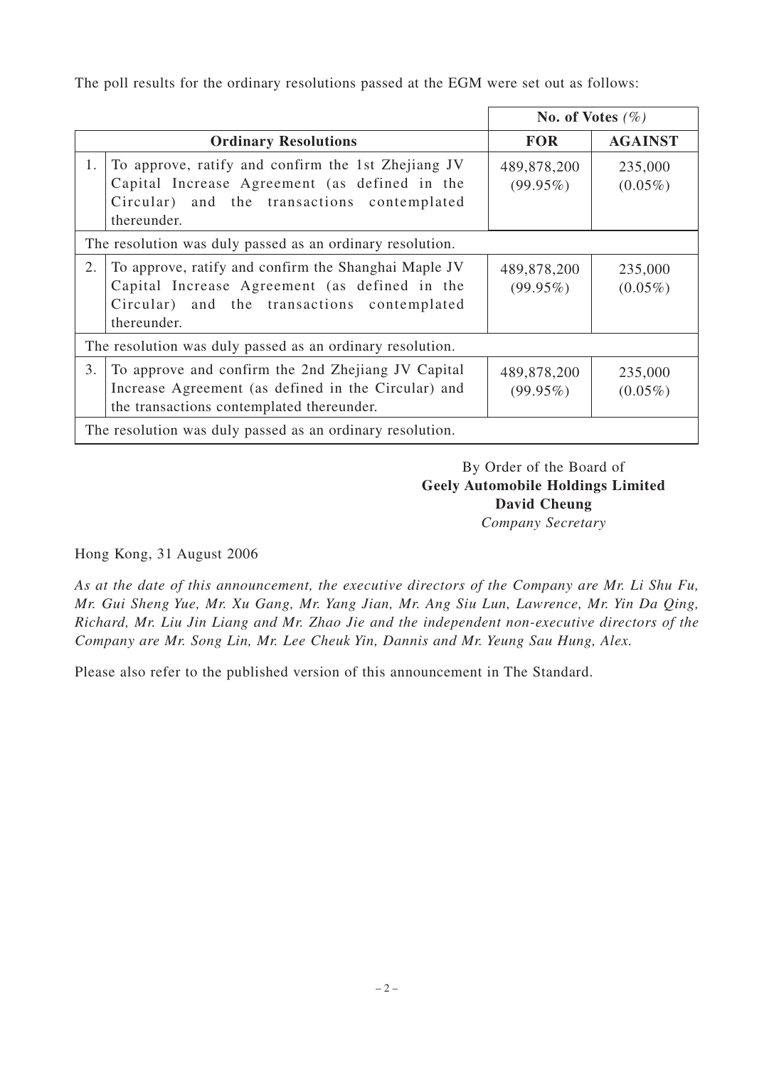The poll results for the ordinary resolutions passed at the EGM were set out as follows:

| | | No. of Votes *(%)* | |
|---|---|---|---|
| | **Ordinary Resolutions** | **FOR** | **AGAINST** |
| 1. | To approve, ratify and confirm the 1st Zhejiang JV Capital Increase Agreement (as defined in the Circular) and the transactions contemplated thereunder. | 489,878,200 (99.95%) | 235,000 (0.05%) |
| The resolution was duly passed as an ordinary resolution. | | | |
| 2. | To approve, ratify and confirm the Shanghai Maple JV Capital Increase Agreement (as defined in the Circular) and the transactions contemplated thereunder. | 489,878,200 (99.95%) | 235,000 (0.05%) |
| The resolution was duly passed as an ordinary resolution. | | | |
| 3. | To approve and confirm the 2nd Zhejiang JV Capital Increase Agreement (as defined in the Circular) and the transactions contemplated thereunder. | 489,878,200 (99.95%) | 235,000 (0.05%) |
| The resolution was duly passed as an ordinary resolution. | | | |

By Order of the Board of
**Geely Automobile Holdings Limited**
**David Cheung**
*Company Secretary*

Hong Kong, 31 August 2006

*As at the date of this announcement, the executive directors of the Company are Mr. Li Shu Fu, Mr. Gui Sheng Yue, Mr. Xu Gang, Mr. Yang Jian, Mr. Ang Siu Lun, Lawrence, Mr. Yin Da Qing, Richard, Mr. Liu Jin Liang and Mr. Zhao Jie and the independent non-executive directors of the Company are Mr. Song Lin, Mr. Lee Cheuk Yin, Dannis and Mr. Yeung Sau Hung, Alex.*

Please also refer to the published version of this announcement in The Standard.